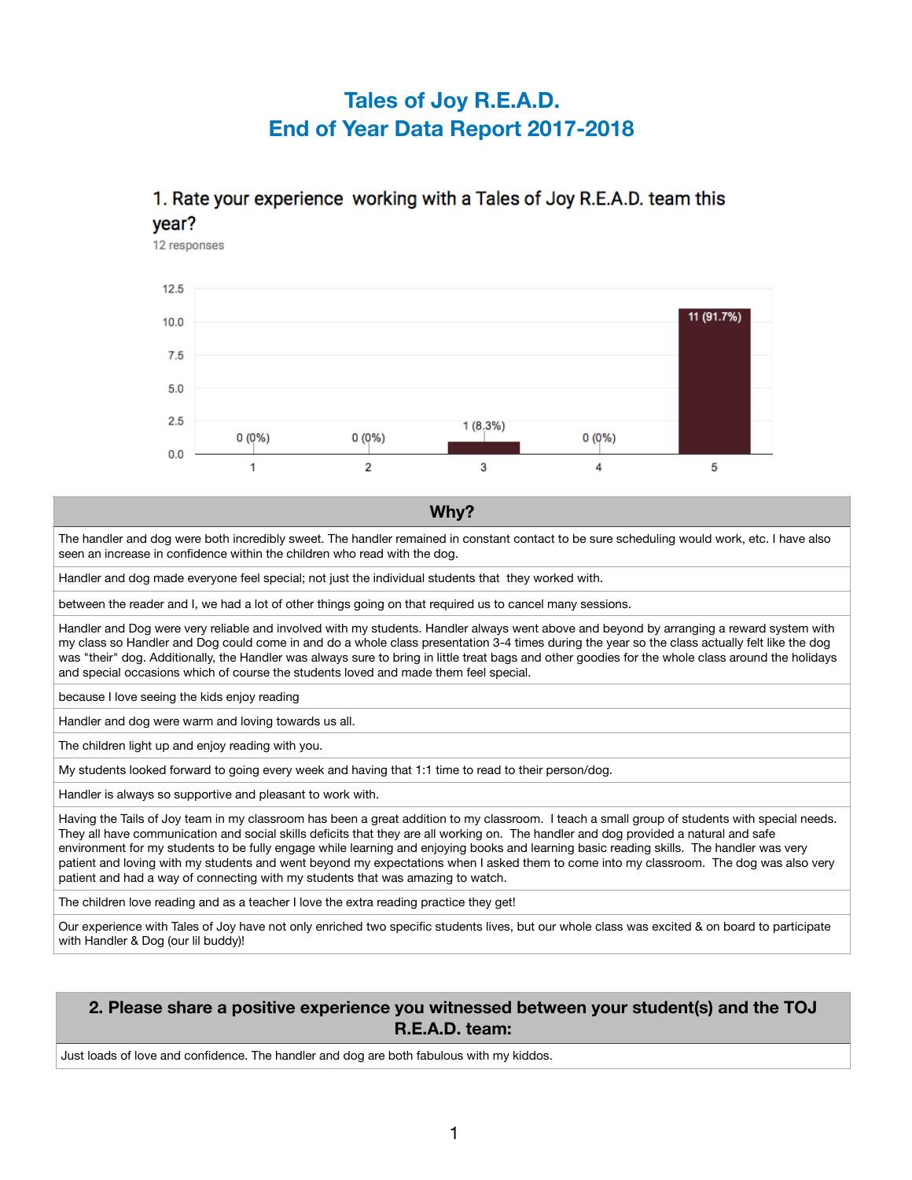# Tales of Joy R.E.A.D.
# End of Year Data Report 2017-2018

## 1. Rate your experience working with a Tales of Joy R.E.A.D. team this year?

12 responses

| Rating | Responses |
|---|---|
| 1 | 0 (0%) |
| 2 | 0 (0%) |
| 3 | 1 (8.3%) |
| 4 | 0 (0%) |
| 5 | 11 (91.7%) |

| Why? |
|---|
| The handler and dog were both incredibly sweet. The handler remained in constant contact to be sure scheduling would work, etc. I have also seen an increase in confidence within the children who read with the dog. |
| Handler and dog made everyone feel special; not just the individual students that they worked with. |
| between the reader and I, we had a lot of other things going on that required us to cancel many sessions. |
| Handler and Dog were very reliable and involved with my students. Handler always went above and beyond by arranging a reward system with my class so Handler and Dog could come in and do a whole class presentation 3-4 times during the year so the class actually felt like the dog was "their" dog. Additionally, the Handler was always sure to bring in little treat bags and other goodies for the whole class around the holidays and special occasions which of course the students loved and made them feel special. |
| because I love seeing the kids enjoy reading |
| Handler and dog were warm and loving towards us all. |
| The children light up and enjoy reading with you. |
| My students looked forward to going every week and having that 1:1 time to read to their person/dog. |
| Handler is always so supportive and pleasant to work with. |
| Having the Tails of Joy team in my classroom has been a great addition to my classroom. I teach a small group of students with special needs. They all have communication and social skills deficits that they are all working on. The handler and dog provided a natural and safe environment for my students to be fully engage while learning and enjoying books and learning basic reading skills. The handler was very patient and loving with my students and went beyond my expectations when I asked them to come into my classroom. The dog was also very patient and had a way of connecting with my students that was amazing to watch. |
| The children love reading and as a teacher I love the extra reading practice they get! |
| Our experience with Tales of Joy have not only enriched two specific students lives, but our whole class was excited & on board to participate with Handler & Dog (our lil buddy)! |

| 2. Please share a positive experience you witnessed between your student(s) and the TOJ R.E.A.D. team: |
|---|
| Just loads of love and confidence. The handler and dog are both fabulous with my kiddos. |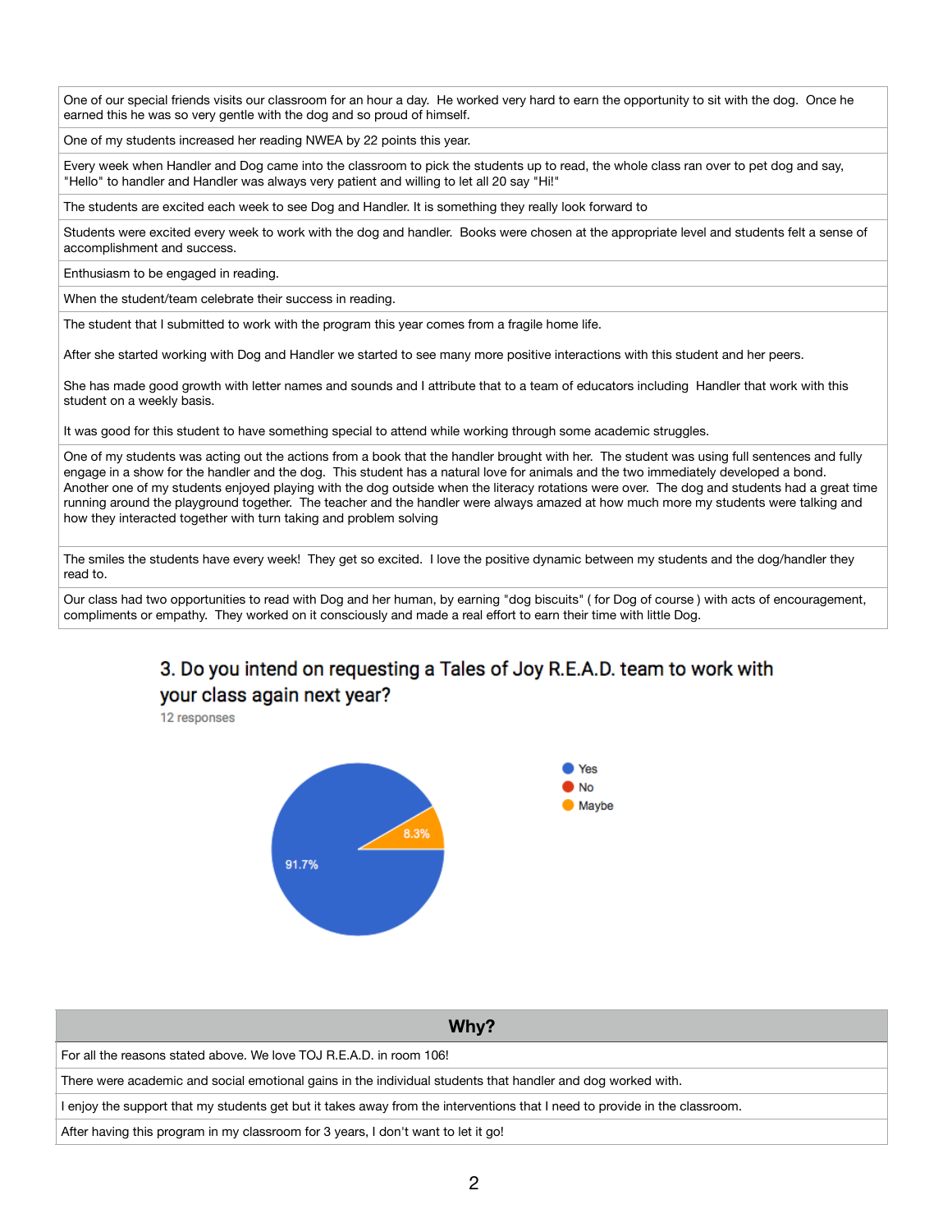| |
|---|
| One of our special friends visits our classroom for an hour a day. He worked very hard to earn the opportunity to sit with the dog. Once he earned this he was so very gentle with the dog and so proud of himself. |
| One of my students increased her reading NWEA by 22 points this year. |
| Every week when Handler and Dog came into the classroom to pick the students up to read, the whole class ran over to pet dog and say, "Hello" to handler and Handler was always very patient and willing to let all 20 say "Hi!" |
| The students are excited each week to see Dog and Handler. It is something they really look forward to |
| Students were excited every week to work with the dog and handler. Books were chosen at the appropriate level and students felt a sense of accomplishment and success. |
| Enthusiasm to be engaged in reading. |
| When the student/team celebrate their success in reading. |
| The student that I submitted to work with the program this year comes from a fragile home life.<br><br>After she started working with Dog and Handler we started to see many more positive interactions with this student and her peers.<br><br>She has made good growth with letter names and sounds and I attribute that to a team of educators including Handler that work with this student on a weekly basis.<br><br>It was good for this student to have something special to attend while working through some academic struggles. |
| One of my students was acting out the actions from a book that the handler brought with her. The student was using full sentences and fully engage in a show for the handler and the dog. This student has a natural love for animals and the two immediately developed a bond. Another one of my students enjoyed playing with the dog outside when the literacy rotations were over. The dog and students had a great time running around the playground together. The teacher and the handler were always amazed at how much more my students were talking and how they interacted together with turn taking and problem solving |
| The smiles the students have every week! They get so excited. I love the positive dynamic between my students and the dog/handler they read to. |
| Our class had two opportunities to read with Dog and her human, by earning "dog biscuits" ( for Dog of course ) with acts of encouragement, compliments or empathy. They worked on it consciously and made a real effort to earn their time with little Dog. |

## 3. Do you intend on requesting a Tales of Joy R.E.A.D. team to work with your class again next year?

12 responses

| Response | Percentage |
|---|---|
| Yes | 91.7% |
| No | |
| Maybe | 8.3% |

| Why? |
|---|
| For all the reasons stated above. We love TOJ R.E.A.D. in room 106! |
| There were academic and social emotional gains in the individual students that handler and dog worked with. |
| I enjoy the support that my students get but it takes away from the interventions that I need to provide in the classroom. |
| After having this program in my classroom for 3 years, I don't want to let it go! |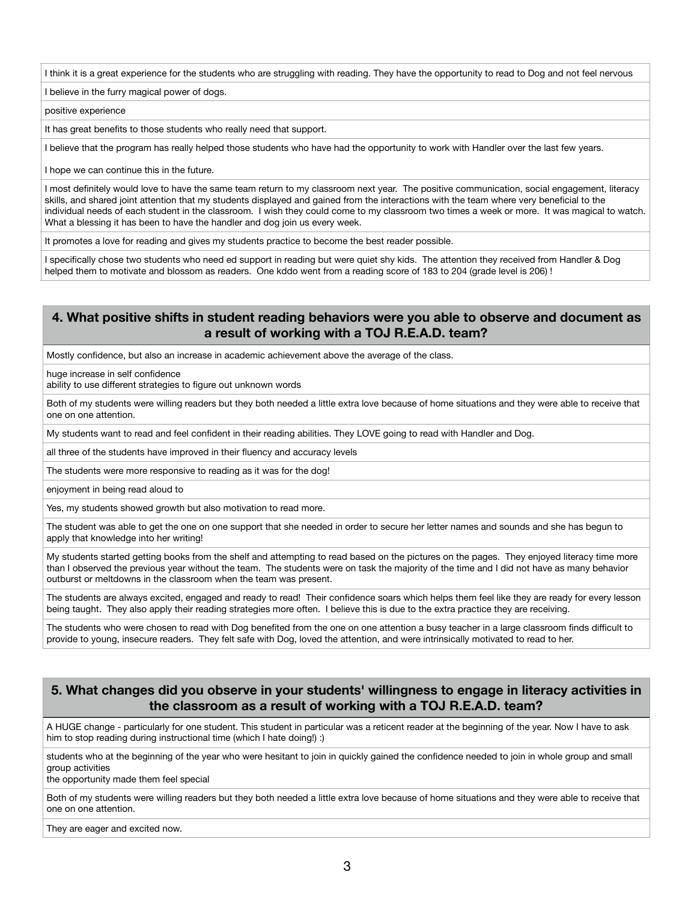I think it is a great experience for the students who are struggling with reading. They have the opportunity to read to Dog and not feel nervous

I believe in the furry magical power of dogs.

positive experience

It has great benefits to those students who really need that support.

I believe that the program has really helped those students who have had the opportunity to work with Handler over the last few years.

I hope we can continue this in the future.

I most definitely would love to have the same team return to my classroom next year. The positive communication, social engagement, literacy skills, and shared joint attention that my students displayed and gained from the interactions with the team where very beneficial to the individual needs of each student in the classroom. I wish they could come to my classroom two times a week or more. It was magical to watch. What a blessing it has been to have the handler and dog join us every week.

It promotes a love for reading and gives my students practice to become the best reader possible.

I specifically chose two students who need ed support in reading but were quiet shy kids. The attention they received from Handler & Dog helped them to motivate and blossom as readers. One kddo went from a reading score of 183 to 204 (grade level is 206) !

## 4. What positive shifts in student reading behaviors were you able to observe and document as a result of working with a TOJ R.E.A.D. team?

Mostly confidence, but also an increase in academic achievement above the average of the class.

huge increase in self confidence
ability to use different strategies to figure out unknown words

Both of my students were willing readers but they both needed a little extra love because of home situations and they were able to receive that one on one attention.

My students want to read and feel confident in their reading abilities. They LOVE going to read with Handler and Dog.

all three of the students have improved in their fluency and accuracy levels

The students were more responsive to reading as it was for the dog!

enjoyment in being read aloud to

Yes, my students showed growth but also motivation to read more.

The student was able to get the one on one support that she needed in order to secure her letter names and sounds and she has begun to apply that knowledge into her writing!

My students started getting books from the shelf and attempting to read based on the pictures on the pages. They enjoyed literacy time more than I observed the previous year without the team. The students were on task the majority of the time and I did not have as many behavior outburst or meltdowns in the classroom when the team was present.

The students are always excited, engaged and ready to read! Their confidence soars which helps them feel like they are ready for every lesson being taught. They also apply their reading strategies more often. I believe this is due to the extra practice they are receiving.

The students who were chosen to read with Dog benefited from the one on one attention a busy teacher in a large classroom finds difficult to provide to young, insecure readers. They felt safe with Dog, loved the attention, and were intrinsically motivated to read to her.

## 5. What changes did you observe in your students' willingness to engage in literacy activities in the classroom as a result of working with a TOJ R.E.A.D. team?

A HUGE change - particularly for one student. This student in particular was a reticent reader at the beginning of the year. Now I have to ask him to stop reading during instructional time (which I hate doing!) :)

students who at the beginning of the year who were hesitant to join in quickly gained the confidence needed to join in whole group and small group activities
the opportunity made them feel special

Both of my students were willing readers but they both needed a little extra love because of home situations and they were able to receive that one on one attention.

They are eager and excited now.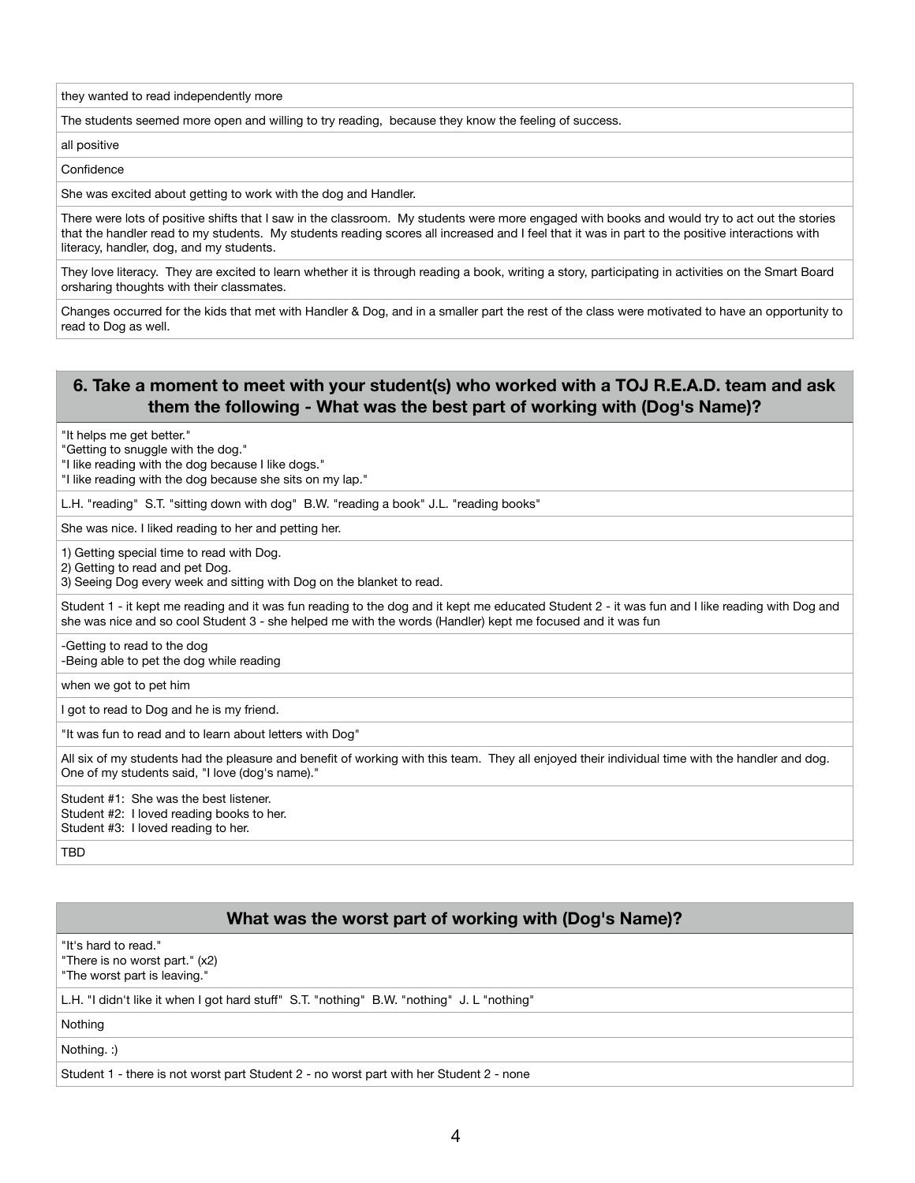| |
|---|
| they wanted to read independently more |
| The students seemed more open and willing to try reading, because they know the feeling of success. |
| all positive |
| Confidence |
| She was excited about getting to work with the dog and Handler. |
| There were lots of positive shifts that I saw in the classroom. My students were more engaged with books and would try to act out the stories that the handler read to my students. My students reading scores all increased and I feel that it was in part to the positive interactions with literacy, handler, dog, and my students. |
| They love literacy. They are excited to learn whether it is through reading a book, writing a story, participating in activities on the Smart Board orsharing thoughts with their classmates. |
| Changes occurred for the kids that met with Handler & Dog, and in a smaller part the rest of the class were motivated to have an opportunity to read to Dog as well. |

| 6. Take a moment to meet with your student(s) who worked with a TOJ R.E.A.D. team and ask them the following - What was the best part of working with (Dog's Name)? |
|---|
| "It helps me get better."<br>"Getting to snuggle with the dog."<br>"I like reading with the dog because I like dogs."<br>"I like reading with the dog because she sits on my lap." |
| L.H. "reading" S.T. "sitting down with dog" B.W. "reading a book" J.L. "reading books" |
| She was nice. I liked reading to her and petting her. |
| 1) Getting special time to read with Dog.<br>2) Getting to read and pet Dog.<br>3) Seeing Dog every week and sitting with Dog on the blanket to read. |
| Student 1 - it kept me reading and it was fun reading to the dog and it kept me educated Student 2 - it was fun and I like reading with Dog and she was nice and so cool Student 3 - she helped me with the words (Handler) kept me focused and it was fun |
| -Getting to read to the dog<br>-Being able to pet the dog while reading |
| when we got to pet him |
| I got to read to Dog and he is my friend. |
| "It was fun to read and to learn about letters with Dog" |
| All six of my students had the pleasure and benefit of working with this team. They all enjoyed their individual time with the handler and dog. One of my students said, "I love (dog's name)." |
| Student #1: She was the best listener.<br>Student #2: I loved reading books to her.<br>Student #3: I loved reading to her. |
| TBD |

| What was the worst part of working with (Dog's Name)? |
|---|
| "It's hard to read."<br>"There is no worst part." (x2)<br>"The worst part is leaving." |
| L.H. "I didn't like it when I got hard stuff" S.T. "nothing" B.W. "nothing" J. L "nothing" |
| Nothing |
| Nothing. :) |
| Student 1 - there is not worst part Student 2 - no worst part with her Student 2 - none |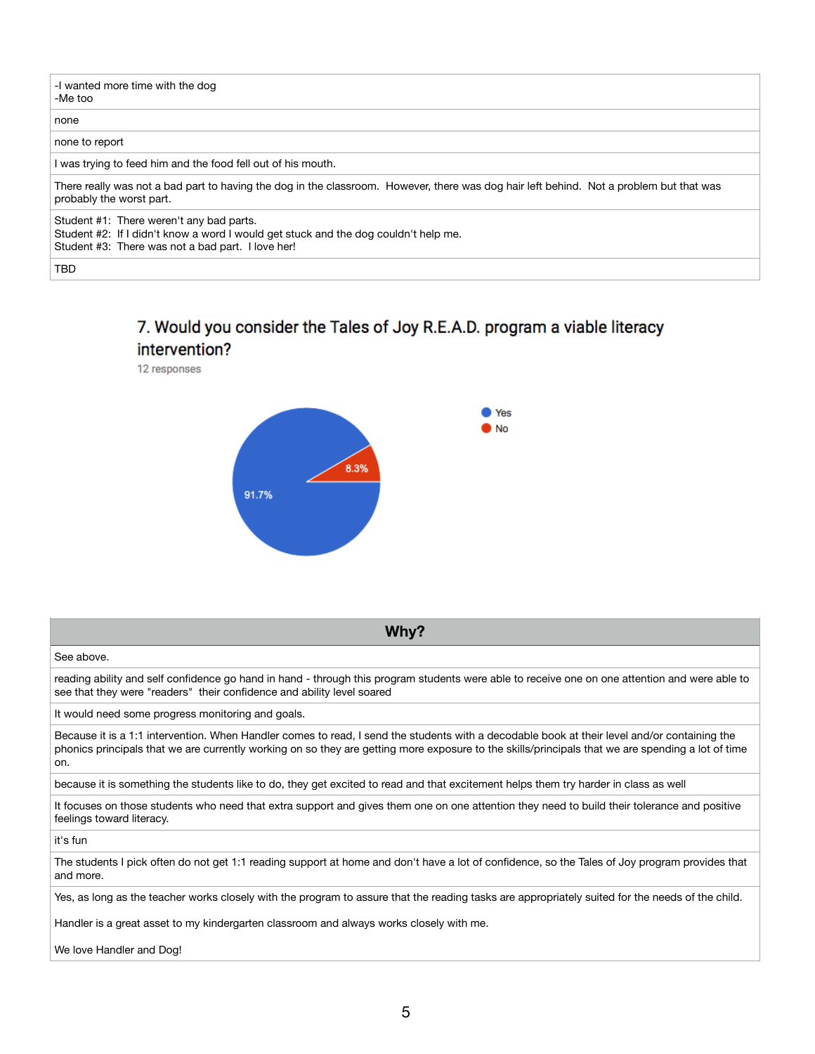| -I wanted more time with the dog<br>-Me too |
| --- |
| none |
| none to report |
| I was trying to feed him and the food fell out of his mouth. |
| There really was not a bad part to having the dog in the classroom. However, there was dog hair left behind. Not a problem but that was probably the worst part. |
| Student #1: There weren't any bad parts.<br>Student #2: If I didn't know a word I would get stuck and the dog couldn't help me.<br>Student #3: There was not a bad part. I love her! |
| TBD |

## 7. Would you consider the Tales of Joy R.E.A.D. program a viable literacy intervention?

12 responses

- Yes: 91.7%
- No: 8.3%

| Why? |
| --- |
| See above. |
| reading ability and self confidence go hand in hand - through this program students were able to receive one on one attention and were able to see that they were "readers" their confidence and ability level soared |
| It would need some progress monitoring and goals. |
| Because it is a 1:1 intervention. When Handler comes to read, I send the students with a decodable book at their level and/or containing the phonics principals that we are currently working on so they are getting more exposure to the skills/principals that we are spending a lot of time on. |
| because it is something the students like to do, they get excited to read and that excitement helps them try harder in class as well |
| It focuses on those students who need that extra support and gives them one on one attention they need to build their tolerance and positive feelings toward literacy. |
| it's fun |
| The students I pick often do not get 1:1 reading support at home and don't have a lot of confidence, so the Tales of Joy program provides that and more. |
| Yes, as long as the teacher works closely with the program to assure that the reading tasks are appropriately suited for the needs of the child.<br><br>Handler is a great asset to my kindergarten classroom and always works closely with me.<br><br>We love Handler and Dog! |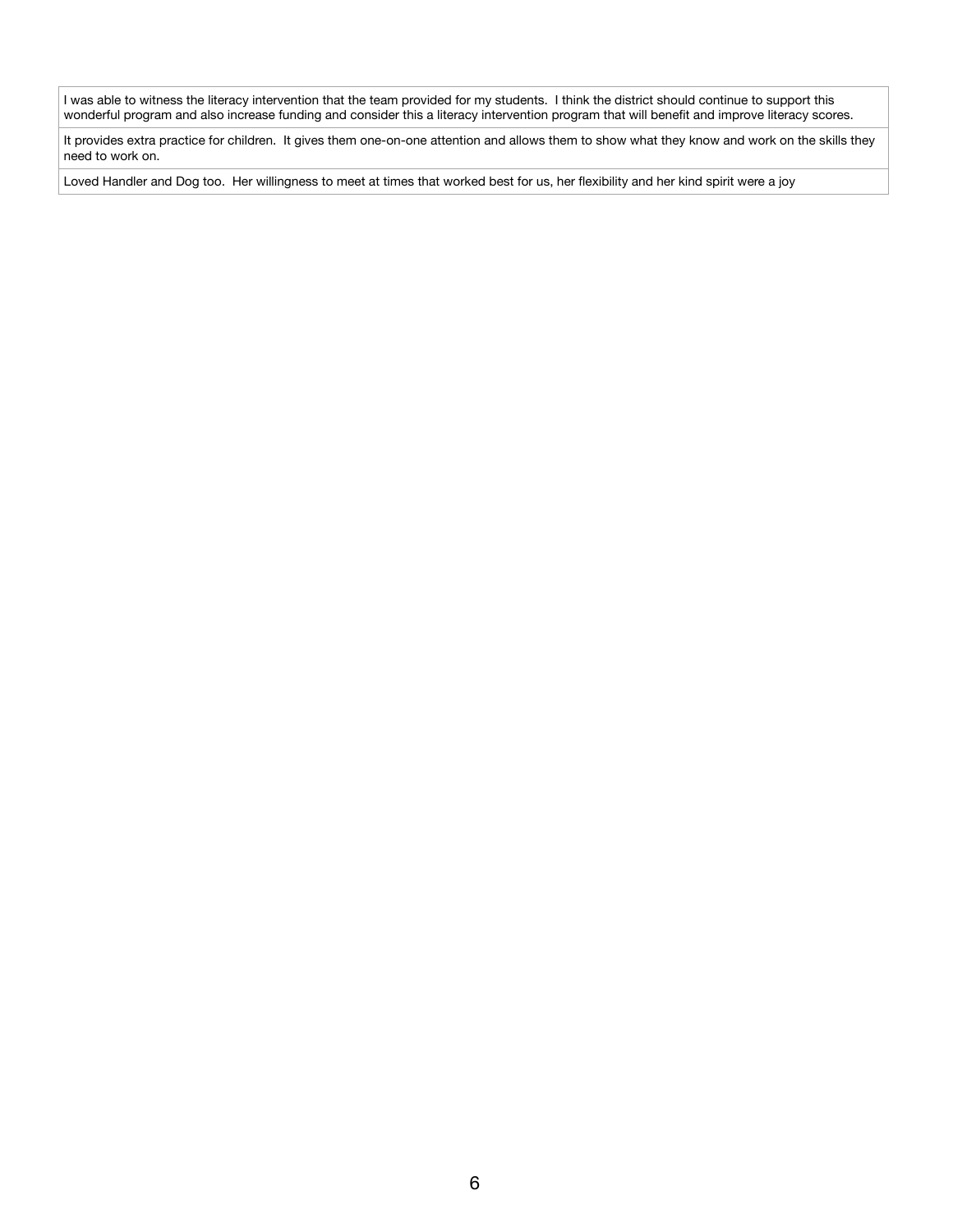| |
|---|
| I was able to witness the literacy intervention that the team provided for my students.  I think the district should continue to support this wonderful program and also increase funding and consider this a literacy intervention program that will benefit and improve literacy scores. |
| It provides extra practice for children.  It gives them one-on-one attention and allows them to show what they know and work on the skills they need to work on. |
| Loved Handler and Dog too.  Her willingness to meet at times that worked best for us, her flexibility and her kind spirit were a joy |